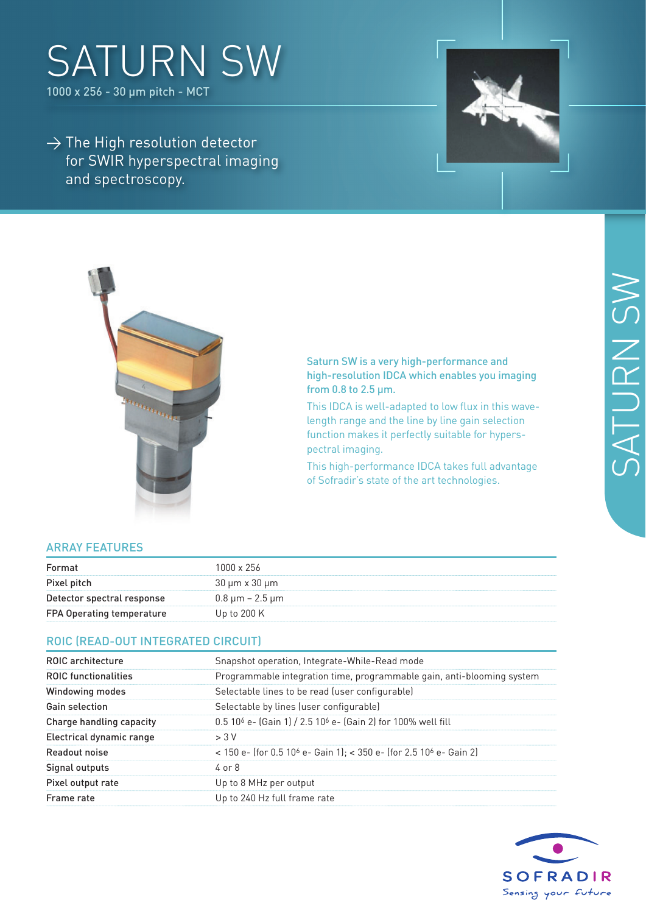# SATURN SW

1000 x 256 - 30 µm pitch - MCT

→ The High resolution detector for SWIR hyperspectral imaging and spectroscopy.

Saturn SW is a very high-performance and high-resolution IDCA which enables you imaging from 0.8 to 2.5 µm.

This IDCA is well-adapted to low flux in this wavelength range and the line by line gain selection function makes it perfectly suitable for hyperspectral imaging.

This high-performance IDCA takes full advantage of Sofradir's state of the art technologies.

## ARRAY FEATURES

| | |
|---|---|
| Format | 1000 x 256 |
| Pixel pitch | 30 µm x 30 µm |
| Detector spectral response | 0.8 µm – 2.5 µm |
| FPA Operating temperature | Up to 200 K |

## ROIC (READ-OUT INTEGRATED CIRCUIT)

| | |
|---|---|
| ROIC architecture | Snapshot operation, Integrate-While-Read mode |
| ROIC functionalities | Programmable integration time, programmable gain, anti-blooming system |
| Windowing modes | Selectable lines to be read (user configurable) |
| Gain selection | Selectable by lines (user configurable) |
| Charge handling capacity | $0.5\ 10^6$ e- (Gain 1) / $2.5\ 10^6$ e- (Gain 2) for 100% well fill |
| Electrical dynamic range | > 3 V |
| Readout noise | < 150 e- (for $0.5\ 10^6$ e- Gain 1); < 350 e- (for $2.5\ 10^6$ e- Gain 2) |
| Signal outputs | 4 or 8 |
| Pixel output rate | Up to 8 MHz per output |
| Frame rate | Up to 240 Hz full frame rate |

SOFRADIR
Sensing your future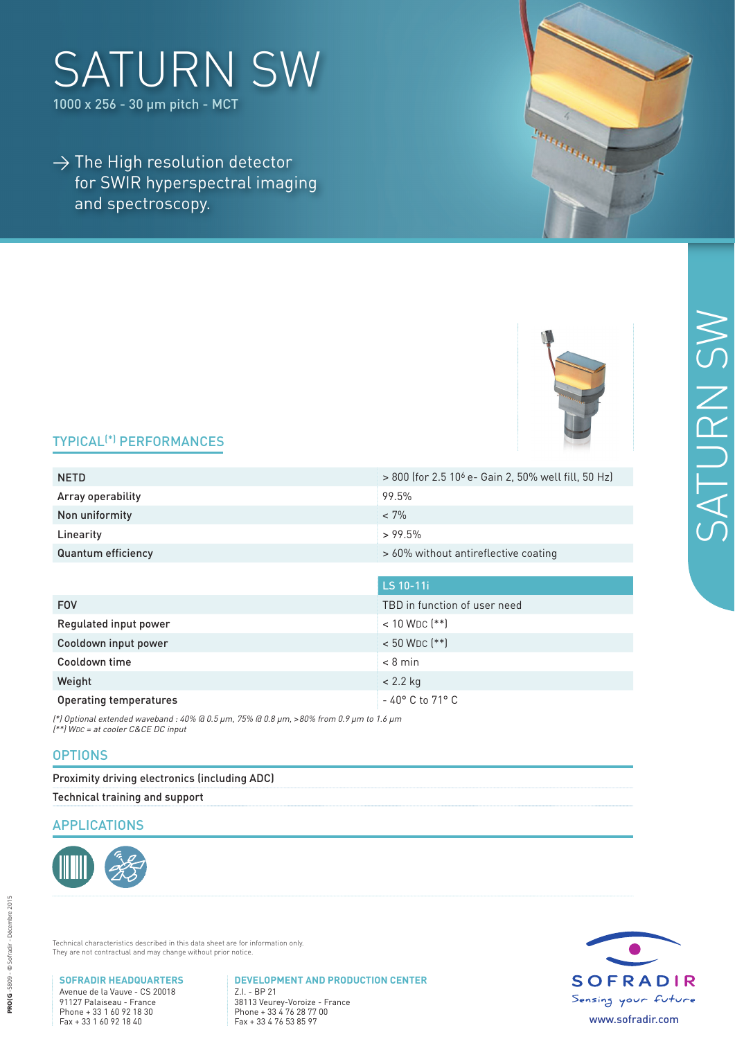# SATURN SW

1000 x 256 - 30 µm pitch - MCT

→ The High resolution detector for SWIR hyperspectral imaging and spectroscopy.

## TYPICAL(*) PERFORMANCES

| | |
|---|---|
| NETD | > 800 (for 2.5 $10^6$ e- Gain 2, 50% well fill, 50 Hz) |
| Array operability | 99.5% |
| Non uniformity | < 7% |
| Linearity | > 99.5% |
| Quantum efficiency | > 60% without antireflective coating |

| | LS 10-11i |
|---|---|
| FOV | TBD in function of user need |
| Regulated input power | < 10 WDC (**) |
| Cooldown input power | < 50 WDC (**) |
| Cooldown time | < 8 min |
| Weight | < 2.2 kg |
| Operating temperatures | - 40° C to 71° C |

*(*) Optional extended waveband : 40% @ 0.5 µm, 75% @ 0.8 µm, >80% from 0.9 µm to 1.6 µm*
*(**) WDC = at cooler C&CE DC input*

## OPTIONS

- Proximity driving electronics (including ADC)
- Technical training and support

## APPLICATIONS

Technical characteristics described in this data sheet are for information only.
They are not contractual and may change without prior notice.

**SOFRADIR HEADQUARTERS**
Avenue de la Vauve - CS 20018
91127 Palaiseau - France
Phone + 33 1 60 92 18 30
Fax + 33 1 60 92 18 40

**DEVELOPMENT AND PRODUCTION CENTER**
Z.I. - BP 21
38113 Veurey-Voroize - France
Phone + 33 4 76 28 77 00
Fax + 33 4 76 53 85 97

SOFRADIR
Sensing your future
www.sofradir.com